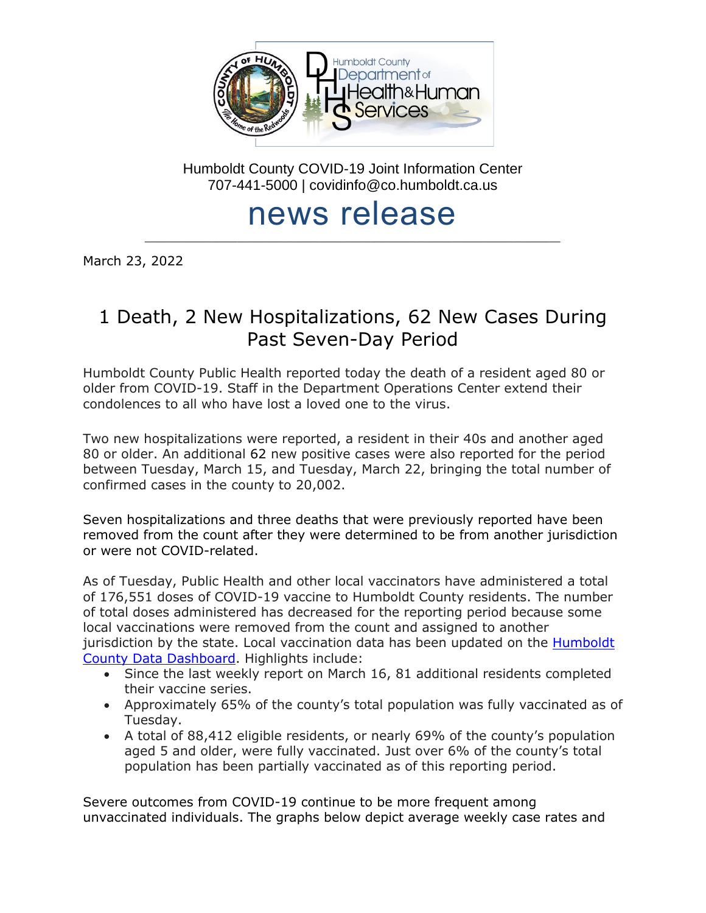Humboldt County COVID-19 Joint Information Center
707-441-5000 | covidinfo@co.humboldt.ca.us

# news release

March 23, 2022

## 1 Death, 2 New Hospitalizations, 62 New Cases During Past Seven-Day Period

Humboldt County Public Health reported today the death of a resident aged 80 or older from COVID-19. Staff in the Department Operations Center extend their condolences to all who have lost a loved one to the virus.

Two new hospitalizations were reported, a resident in their 40s and another aged 80 or older. An additional 62 new positive cases were also reported for the period between Tuesday, March 15, and Tuesday, March 22, bringing the total number of confirmed cases in the county to 20,002.

Seven hospitalizations and three deaths that were previously reported have been removed from the count after they were determined to be from another jurisdiction or were not COVID-related.

As of Tuesday, Public Health and other local vaccinators have administered a total of 176,551 doses of COVID-19 vaccine to Humboldt County residents. The number of total doses administered has decreased for the reporting period because some local vaccinations were removed from the count and assigned to another jurisdiction by the state. Local vaccination data has been updated on the [Humboldt County Data Dashboard](). Highlights include:

- Since the last weekly report on March 16, 81 additional residents completed their vaccine series.
- Approximately 65% of the county's total population was fully vaccinated as of Tuesday.
- A total of 88,412 eligible residents, or nearly 69% of the county's population aged 5 and older, were fully vaccinated. Just over 6% of the county's total population has been partially vaccinated as of this reporting period.

Severe outcomes from COVID-19 continue to be more frequent among unvaccinated individuals. The graphs below depict average weekly case rates and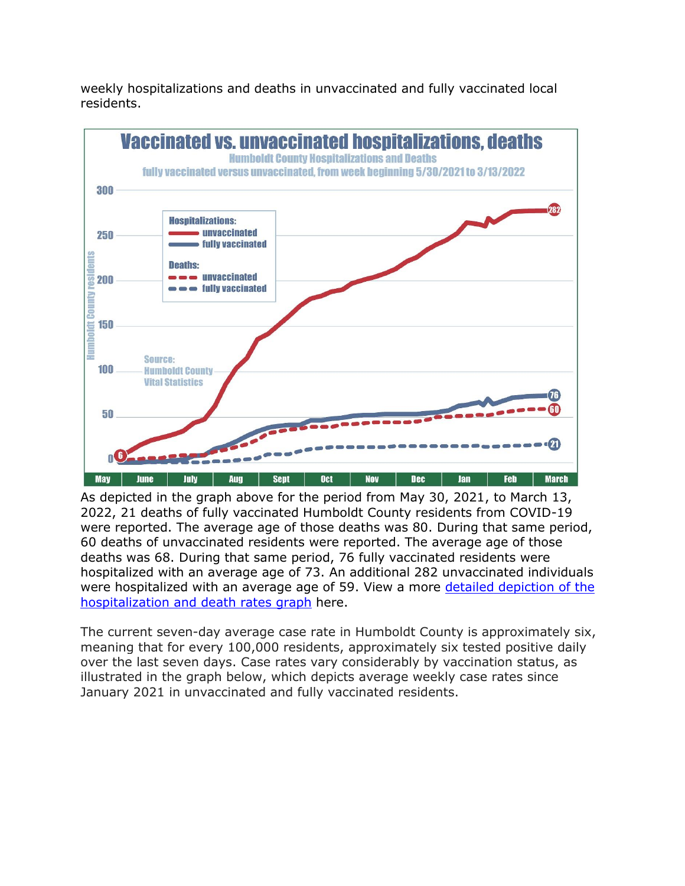weekly hospitalizations and deaths in unvaccinated and fully vaccinated local residents.

As depicted in the graph above for the period from May 30, 2021, to March 13, 2022, 21 deaths of fully vaccinated Humboldt County residents from COVID-19 were reported. The average age of those deaths was 80. During that same period, 60 deaths of unvaccinated residents were reported. The average age of those deaths was 68. During that same period, 76 fully vaccinated residents were hospitalized with an average age of 73. An additional 282 unvaccinated individuals were hospitalized with an average age of 59. View a more [detailed depiction of the hospitalization and death rates graph](#) here.

The current seven-day average case rate in Humboldt County is approximately six, meaning that for every 100,000 residents, approximately six tested positive daily over the last seven days. Case rates vary considerably by vaccination status, as illustrated in the graph below, which depicts average weekly case rates since January 2021 in unvaccinated and fully vaccinated residents.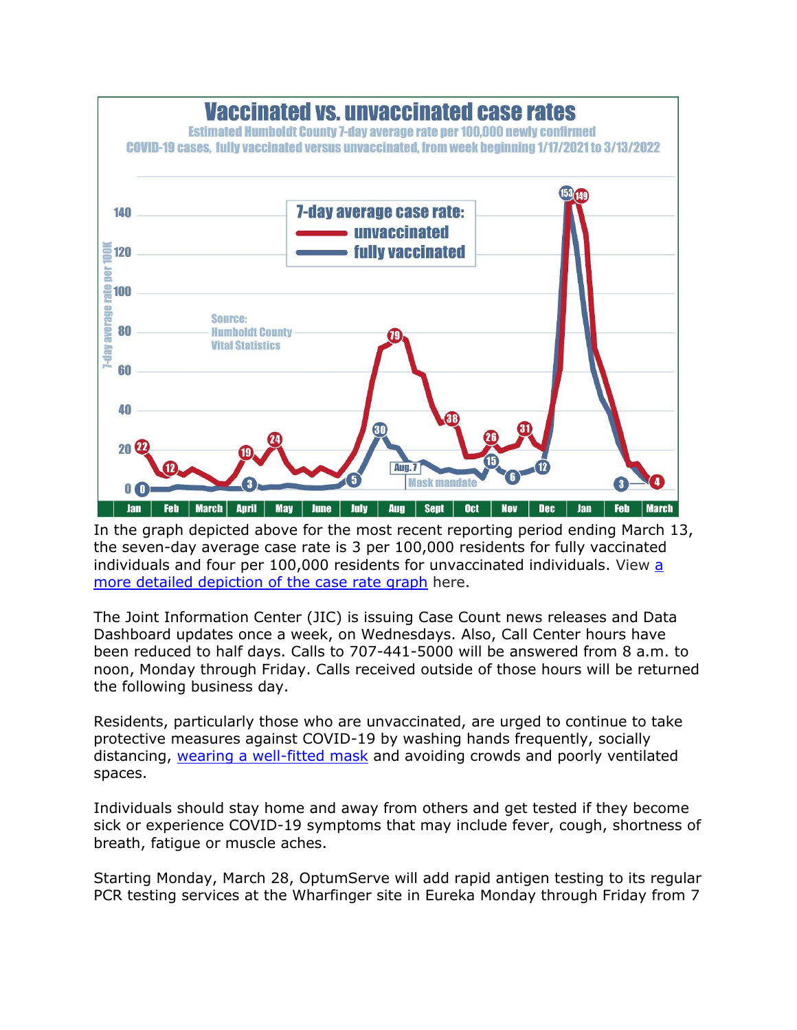In the graph depicted above for the most recent reporting period ending March 13, the seven-day average case rate is 3 per 100,000 residents for fully vaccinated individuals and four per 100,000 residents for unvaccinated individuals. View a more detailed depiction of the case rate graph here.

The Joint Information Center (JIC) is issuing Case Count news releases and Data Dashboard updates once a week, on Wednesdays. Also, Call Center hours have been reduced to half days. Calls to 707-441-5000 will be answered from 8 a.m. to noon, Monday through Friday. Calls received outside of those hours will be returned the following business day.

Residents, particularly those who are unvaccinated, are urged to continue to take protective measures against COVID-19 by washing hands frequently, socially distancing, wearing a well-fitted mask and avoiding crowds and poorly ventilated spaces.

Individuals should stay home and away from others and get tested if they become sick or experience COVID-19 symptoms that may include fever, cough, shortness of breath, fatigue or muscle aches.

Starting Monday, March 28, OptumServe will add rapid antigen testing to its regular PCR testing services at the Wharfinger site in Eureka Monday through Friday from 7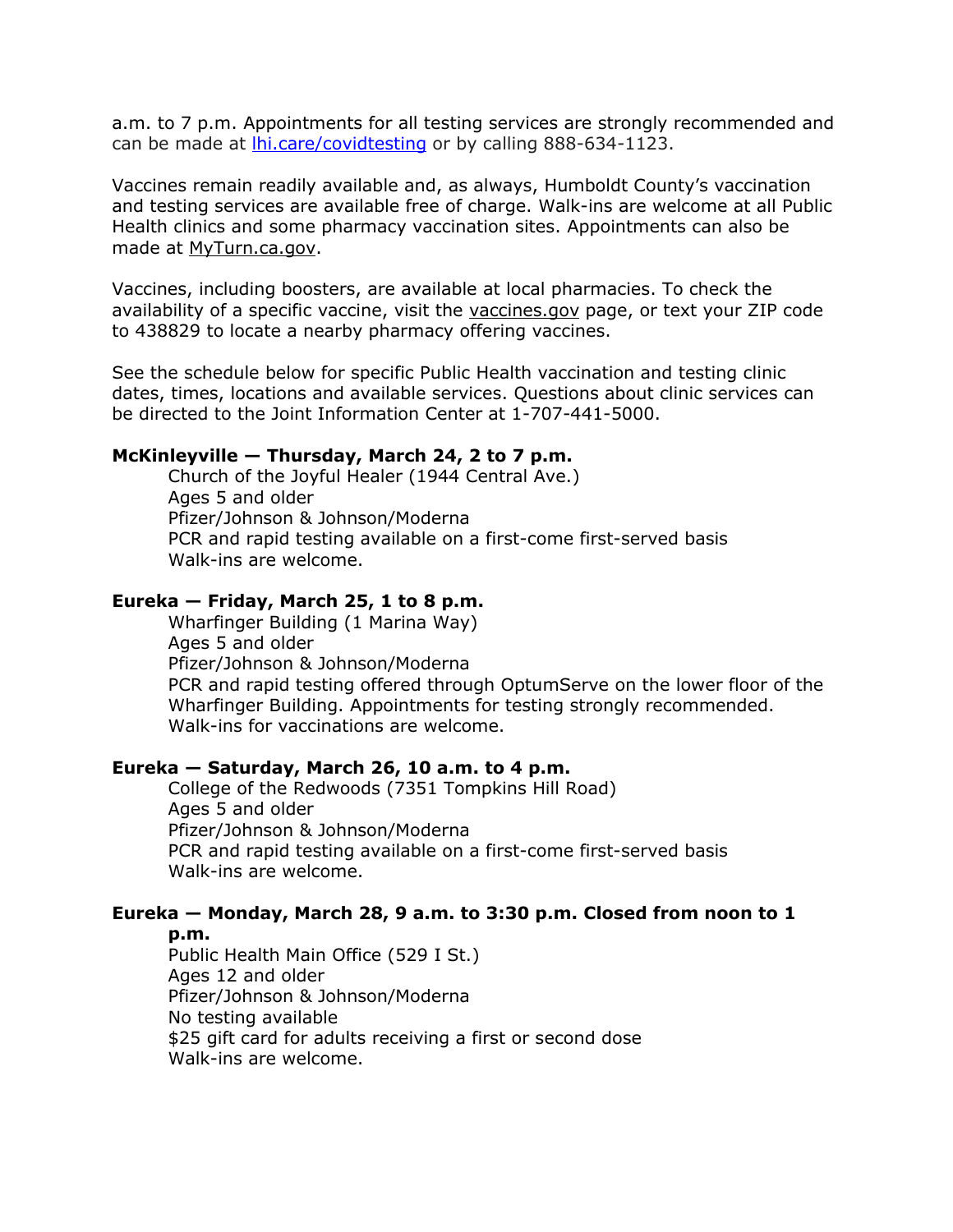a.m. to 7 p.m. Appointments for all testing services are strongly recommended and can be made at [lhi.care/covidtesting](lhi.care/covidtesting) or by calling 888-634-1123.

Vaccines remain readily available and, as always, Humboldt County's vaccination and testing services are available free of charge. Walk-ins are welcome at all Public Health clinics and some pharmacy vaccination sites. Appointments can also be made at MyTurn.ca.gov.

Vaccines, including boosters, are available at local pharmacies. To check the availability of a specific vaccine, visit the vaccines.gov page, or text your ZIP code to 438829 to locate a nearby pharmacy offering vaccines.

See the schedule below for specific Public Health vaccination and testing clinic dates, times, locations and available services. Questions about clinic services can be directed to the Joint Information Center at 1-707-441-5000.

**McKinleyville — Thursday, March 24, 2 to 7 p.m.**

Church of the Joyful Healer (1944 Central Ave.)
Ages 5 and older
Pfizer/Johnson & Johnson/Moderna
PCR and rapid testing available on a first-come first-served basis
Walk-ins are welcome.

**Eureka — Friday, March 25, 1 to 8 p.m.**

Wharfinger Building (1 Marina Way)
Ages 5 and older
Pfizer/Johnson & Johnson/Moderna
PCR and rapid testing offered through OptumServe on the lower floor of the Wharfinger Building. Appointments for testing strongly recommended.
Walk-ins for vaccinations are welcome.

**Eureka — Saturday, March 26, 10 a.m. to 4 p.m.**

College of the Redwoods (7351 Tompkins Hill Road)
Ages 5 and older
Pfizer/Johnson & Johnson/Moderna
PCR and rapid testing available on a first-come first-served basis
Walk-ins are welcome.

**Eureka — Monday, March 28, 9 a.m. to 3:30 p.m. Closed from noon to 1 p.m.**

Public Health Main Office (529 I St.)
Ages 12 and older
Pfizer/Johnson & Johnson/Moderna
No testing available
$25 gift card for adults receiving a first or second dose
Walk-ins are welcome.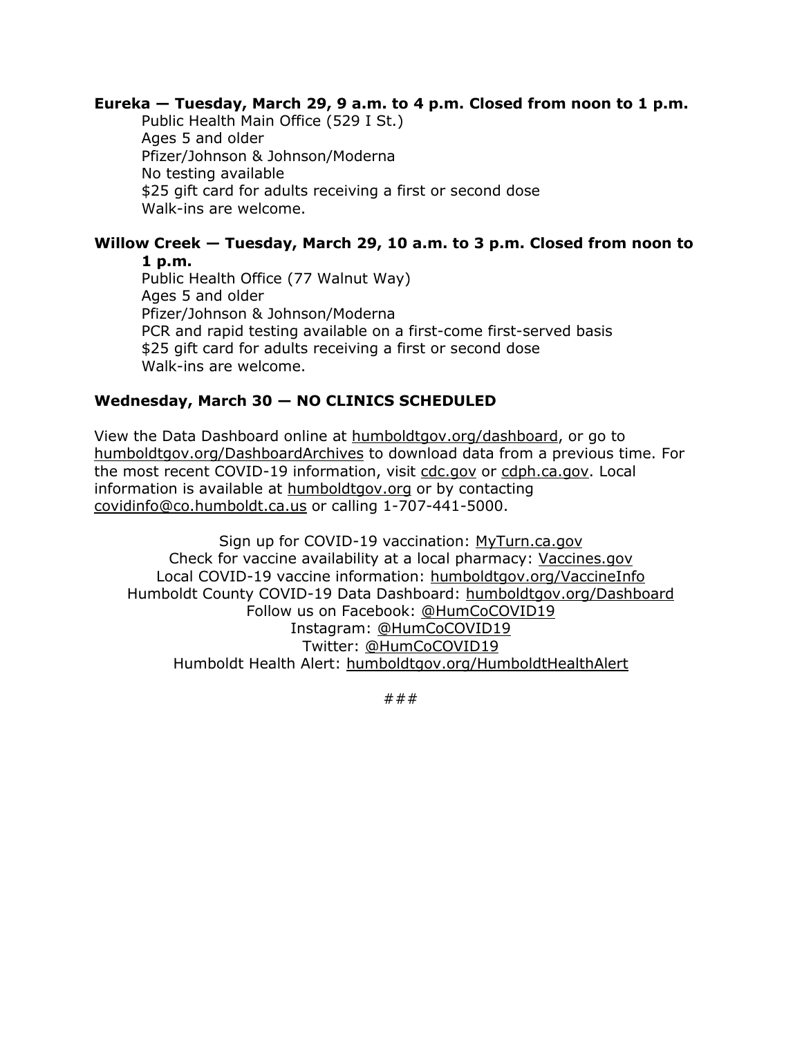**Eureka — Tuesday, March 29, 9 a.m. to 4 p.m. Closed from noon to 1 p.m.**

Public Health Main Office (529 I St.)
Ages 5 and older
Pfizer/Johnson & Johnson/Moderna
No testing available
$25 gift card for adults receiving a first or second dose
Walk-ins are welcome.

**Willow Creek — Tuesday, March 29, 10 a.m. to 3 p.m. Closed from noon to 1 p.m.**

Public Health Office (77 Walnut Way)
Ages 5 and older
Pfizer/Johnson & Johnson/Moderna
PCR and rapid testing available on a first-come first-served basis
$25 gift card for adults receiving a first or second dose
Walk-ins are welcome.

**Wednesday, March 30 — NO CLINICS SCHEDULED**

View the Data Dashboard online at humboldtgov.org/dashboard, or go to humboldtgov.org/DashboardArchives to download data from a previous time. For the most recent COVID-19 information, visit cdc.gov or cdph.ca.gov. Local information is available at humboldtgov.org or by contacting covidinfo@co.humboldt.ca.us or calling 1-707-441-5000.

Sign up for COVID-19 vaccination: MyTurn.ca.gov
Check for vaccine availability at a local pharmacy: Vaccines.gov
Local COVID-19 vaccine information: humboldtgov.org/VaccineInfo
Humboldt County COVID-19 Data Dashboard: humboldtgov.org/Dashboard
Follow us on Facebook: @HumCoCOVID19
Instagram: @HumCoCOVID19
Twitter: @HumCoCOVID19
Humboldt Health Alert: humboldtgov.org/HumboldtHealthAlert

###